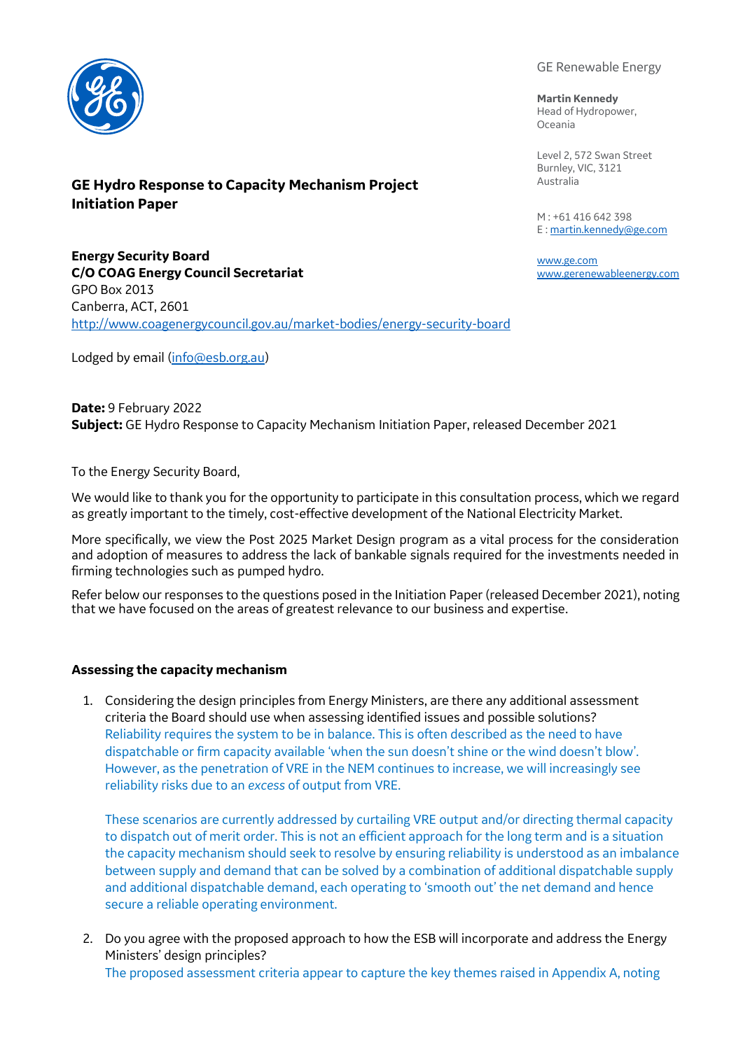GE Renewable Energy

**Martin Kennedy**
Head of Hydropower,
Oceania

Level 2, 572 Swan Street
Burnley, VIC, 3121
Australia

M : +61 416 642 398
E : martin.kennedy@ge.com

www.ge.com
www.gerenewableenergy.com

## GE Hydro Response to Capacity Mechanism Project Initiation Paper

**Energy Security Board**
**C/O COAG Energy Council Secretariat**
GPO Box 2013
Canberra, ACT, 2601
http://www.coagenergycouncil.gov.au/market-bodies/energy-security-board

Lodged by email (info@esb.org.au)

**Date:** 9 February 2022
**Subject:** GE Hydro Response to Capacity Mechanism Initiation Paper, released December 2021

To the Energy Security Board,

We would like to thank you for the opportunity to participate in this consultation process, which we regard as greatly important to the timely, cost-effective development of the National Electricity Market.

More specifically, we view the Post 2025 Market Design program as a vital process for the consideration and adoption of measures to address the lack of bankable signals required for the investments needed in firming technologies such as pumped hydro.

Refer below our responses to the questions posed in the Initiation Paper (released December 2021), noting that we have focused on the areas of greatest relevance to our business and expertise.

### Assessing the capacity mechanism

1. Considering the design principles from Energy Ministers, are there any additional assessment criteria the Board should use when assessing identified issues and possible solutions?
   Reliability requires the system to be in balance. This is often described as the need to have dispatchable or firm capacity available 'when the sun doesn't shine or the wind doesn't blow'. However, as the penetration of VRE in the NEM continues to increase, we will increasingly see reliability risks due to an *excess* of output from VRE.

   These scenarios are currently addressed by curtailing VRE output and/or directing thermal capacity to dispatch out of merit order. This is not an efficient approach for the long term and is a situation the capacity mechanism should seek to resolve by ensuring reliability is understood as an imbalance between supply and demand that can be solved by a combination of additional dispatchable supply and additional dispatchable demand, each operating to 'smooth out' the net demand and hence secure a reliable operating environment.

2. Do you agree with the proposed approach to how the ESB will incorporate and address the Energy Ministers' design principles?
   The proposed assessment criteria appear to capture the key themes raised in Appendix A, noting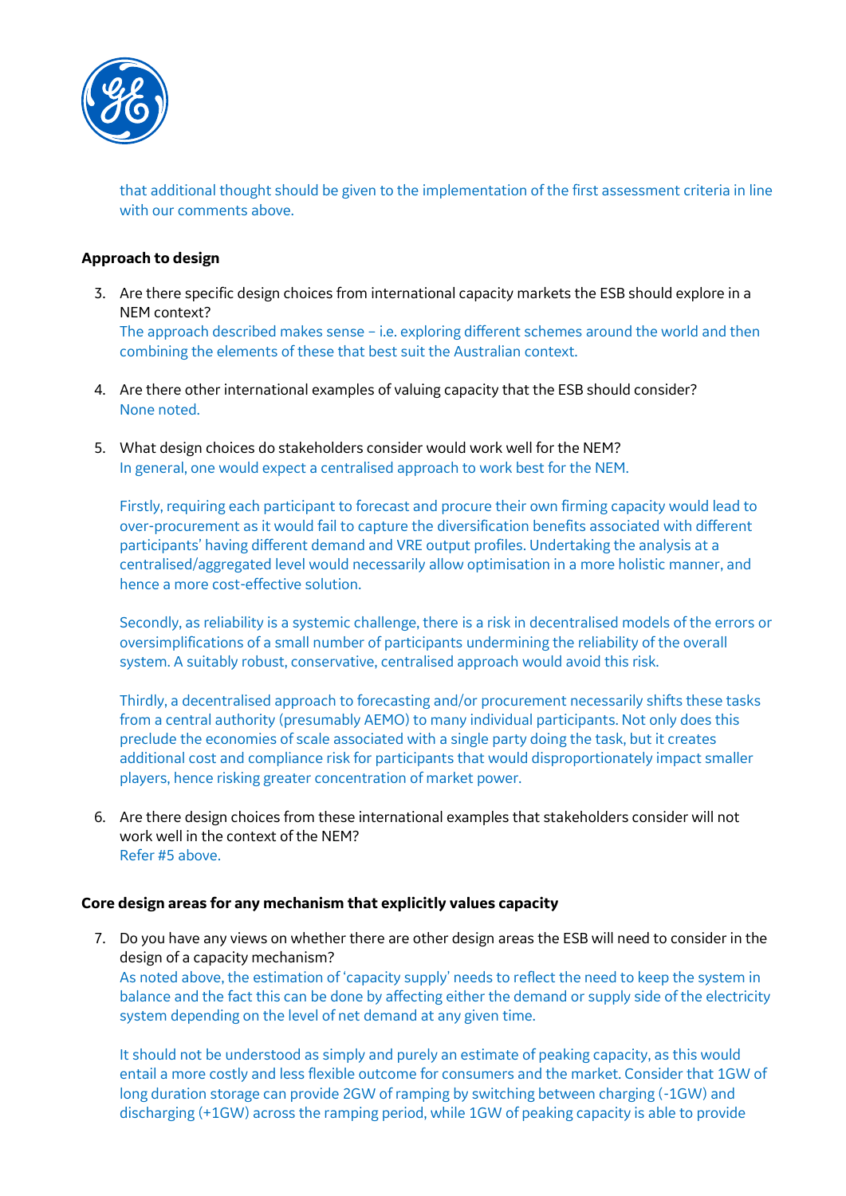that additional thought should be given to the implementation of the first assessment criteria in line with our comments above.

**Approach to design**

3. Are there specific design choices from international capacity markets the ESB should explore in a NEM context?
   The approach described makes sense – i.e. exploring different schemes around the world and then combining the elements of these that best suit the Australian context.

4. Are there other international examples of valuing capacity that the ESB should consider?
   None noted.

5. What design choices do stakeholders consider would work well for the NEM?
   In general, one would expect a centralised approach to work best for the NEM.

   Firstly, requiring each participant to forecast and procure their own firming capacity would lead to over-procurement as it would fail to capture the diversification benefits associated with different participants' having different demand and VRE output profiles. Undertaking the analysis at a centralised/aggregated level would necessarily allow optimisation in a more holistic manner, and hence a more cost-effective solution.

   Secondly, as reliability is a systemic challenge, there is a risk in decentralised models of the errors or oversimplifications of a small number of participants undermining the reliability of the overall system. A suitably robust, conservative, centralised approach would avoid this risk.

   Thirdly, a decentralised approach to forecasting and/or procurement necessarily shifts these tasks from a central authority (presumably AEMO) to many individual participants. Not only does this preclude the economies of scale associated with a single party doing the task, but it creates additional cost and compliance risk for participants that would disproportionately impact smaller players, hence risking greater concentration of market power.

6. Are there design choices from these international examples that stakeholders consider will not work well in the context of the NEM?
   Refer #5 above.

**Core design areas for any mechanism that explicitly values capacity**

7. Do you have any views on whether there are other design areas the ESB will need to consider in the design of a capacity mechanism?
   As noted above, the estimation of 'capacity supply' needs to reflect the need to keep the system in balance and the fact this can be done by affecting either the demand or supply side of the electricity system depending on the level of net demand at any given time.

   It should not be understood as simply and purely an estimate of peaking capacity, as this would entail a more costly and less flexible outcome for consumers and the market. Consider that 1GW of long duration storage can provide 2GW of ramping by switching between charging (-1GW) and discharging (+1GW) across the ramping period, while 1GW of peaking capacity is able to provide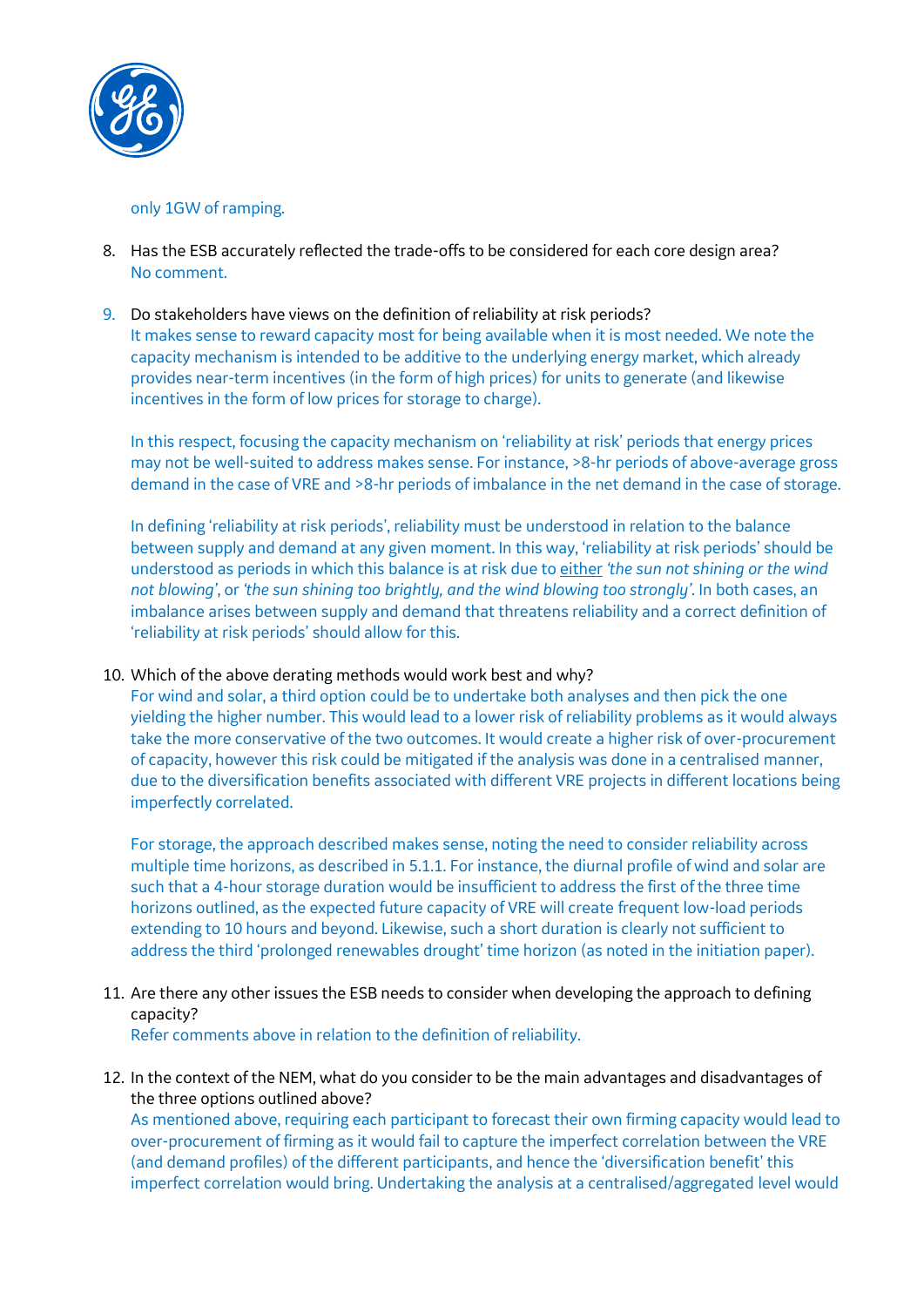only 1GW of ramping.

8. Has the ESB accurately reflected the trade-offs to be considered for each core design area?
   No comment.

9. Do stakeholders have views on the definition of reliability at risk periods?
   It makes sense to reward capacity most for being available when it is most needed. We note the capacity mechanism is intended to be additive to the underlying energy market, which already provides near-term incentives (in the form of high prices) for units to generate (and likewise incentives in the form of low prices for storage to charge).

   In this respect, focusing the capacity mechanism on 'reliability at risk' periods that energy prices may not be well-suited to address makes sense. For instance, >8-hr periods of above-average gross demand in the case of VRE and >8-hr periods of imbalance in the net demand in the case of storage.

   In defining 'reliability at risk periods', reliability must be understood in relation to the balance between supply and demand at any given moment. In this way, 'reliability at risk periods' should be understood as periods in which this balance is at risk due to <u>either</u> *'the sun not shining or the wind not blowing'*, or *'the sun shining too brightly, and the wind blowing too strongly'*. In both cases, an imbalance arises between supply and demand that threatens reliability and a correct definition of 'reliability at risk periods' should allow for this.

10. Which of the above derating methods would work best and why?
    For wind and solar, a third option could be to undertake both analyses and then pick the one yielding the higher number. This would lead to a lower risk of reliability problems as it would always take the more conservative of the two outcomes. It would create a higher risk of over-procurement of capacity, however this risk could be mitigated if the analysis was done in a centralised manner, due to the diversification benefits associated with different VRE projects in different locations being imperfectly correlated.

    For storage, the approach described makes sense, noting the need to consider reliability across multiple time horizons, as described in 5.1.1. For instance, the diurnal profile of wind and solar are such that a 4-hour storage duration would be insufficient to address the first of the three time horizons outlined, as the expected future capacity of VRE will create frequent low-load periods extending to 10 hours and beyond. Likewise, such a short duration is clearly not sufficient to address the third 'prolonged renewables drought' time horizon (as noted in the initiation paper).

11. Are there any other issues the ESB needs to consider when developing the approach to defining capacity?
    Refer comments above in relation to the definition of reliability.

12. In the context of the NEM, what do you consider to be the main advantages and disadvantages of the three options outlined above?
    As mentioned above, requiring each participant to forecast their own firming capacity would lead to over-procurement of firming as it would fail to capture the imperfect correlation between the VRE (and demand profiles) of the different participants, and hence the 'diversification benefit' this imperfect correlation would bring. Undertaking the analysis at a centralised/aggregated level would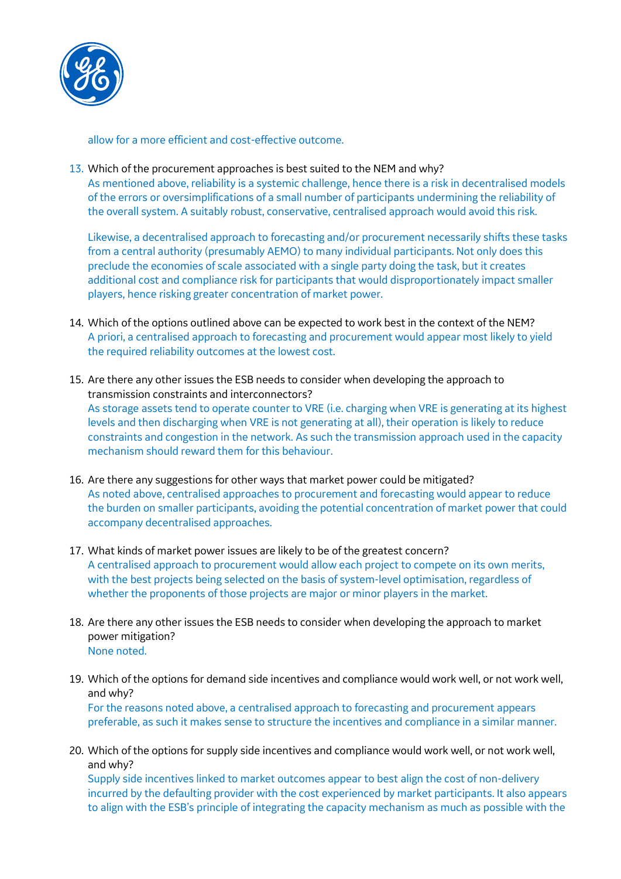allow for a more efficient and cost-effective outcome.

13. Which of the procurement approaches is best suited to the NEM and why?
    As mentioned above, reliability is a systemic challenge, hence there is a risk in decentralised models of the errors or oversimplifications of a small number of participants undermining the reliability of the overall system. A suitably robust, conservative, centralised approach would avoid this risk.

    Likewise, a decentralised approach to forecasting and/or procurement necessarily shifts these tasks from a central authority (presumably AEMO) to many individual participants. Not only does this preclude the economies of scale associated with a single party doing the task, but it creates additional cost and compliance risk for participants that would disproportionately impact smaller players, hence risking greater concentration of market power.

14. Which of the options outlined above can be expected to work best in the context of the NEM?
    A priori, a centralised approach to forecasting and procurement would appear most likely to yield the required reliability outcomes at the lowest cost.

15. Are there any other issues the ESB needs to consider when developing the approach to transmission constraints and interconnectors?
    As storage assets tend to operate counter to VRE (i.e. charging when VRE is generating at its highest levels and then discharging when VRE is not generating at all), their operation is likely to reduce constraints and congestion in the network. As such the transmission approach used in the capacity mechanism should reward them for this behaviour.

16. Are there any suggestions for other ways that market power could be mitigated?
    As noted above, centralised approaches to procurement and forecasting would appear to reduce the burden on smaller participants, avoiding the potential concentration of market power that could accompany decentralised approaches.

17. What kinds of market power issues are likely to be of the greatest concern?
    A centralised approach to procurement would allow each project to compete on its own merits, with the best projects being selected on the basis of system-level optimisation, regardless of whether the proponents of those projects are major or minor players in the market.

18. Are there any other issues the ESB needs to consider when developing the approach to market power mitigation?
    None noted.

19. Which of the options for demand side incentives and compliance would work well, or not work well, and why?
    For the reasons noted above, a centralised approach to forecasting and procurement appears preferable, as such it makes sense to structure the incentives and compliance in a similar manner.

20. Which of the options for supply side incentives and compliance would work well, or not work well, and why?
    Supply side incentives linked to market outcomes appear to best align the cost of non-delivery incurred by the defaulting provider with the cost experienced by market participants. It also appears to align with the ESB's principle of integrating the capacity mechanism as much as possible with the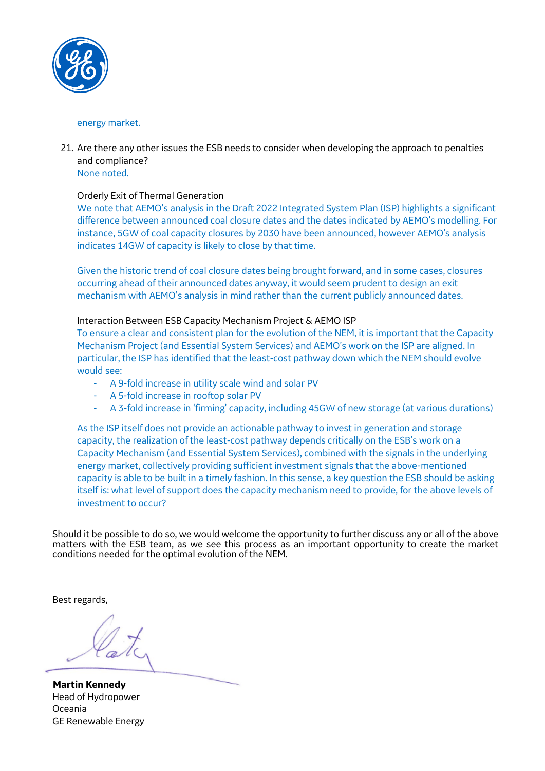energy market.

21. Are there any other issues the ESB needs to consider when developing the approach to penalties and compliance?
    None noted.

Orderly Exit of Thermal Generation

We note that AEMO's analysis in the Draft 2022 Integrated System Plan (ISP) highlights a significant difference between announced coal closure dates and the dates indicated by AEMO's modelling. For instance, 5GW of coal capacity closures by 2030 have been announced, however AEMO's analysis indicates 14GW of capacity is likely to close by that time.

Given the historic trend of coal closure dates being brought forward, and in some cases, closures occurring ahead of their announced dates anyway, it would seem prudent to design an exit mechanism with AEMO's analysis in mind rather than the current publicly announced dates.

Interaction Between ESB Capacity Mechanism Project & AEMO ISP

To ensure a clear and consistent plan for the evolution of the NEM, it is important that the Capacity Mechanism Project (and Essential System Services) and AEMO's work on the ISP are aligned. In particular, the ISP has identified that the least-cost pathway down which the NEM should evolve would see:

- A 9-fold increase in utility scale wind and solar PV
- A 5-fold increase in rooftop solar PV
- A 3-fold increase in 'firming' capacity, including 45GW of new storage (at various durations)

As the ISP itself does not provide an actionable pathway to invest in generation and storage capacity, the realization of the least-cost pathway depends critically on the ESB's work on a Capacity Mechanism (and Essential System Services), combined with the signals in the underlying energy market, collectively providing sufficient investment signals that the above-mentioned capacity is able to be built in a timely fashion. In this sense, a key question the ESB should be asking itself is: what level of support does the capacity mechanism need to provide, for the above levels of investment to occur?

Should it be possible to do so, we would welcome the opportunity to further discuss any or all of the above matters with the ESB team, as we see this process as an important opportunity to create the market conditions needed for the optimal evolution of the NEM.

Best regards,

**Martin Kennedy**
Head of Hydropower
Oceania
GE Renewable Energy